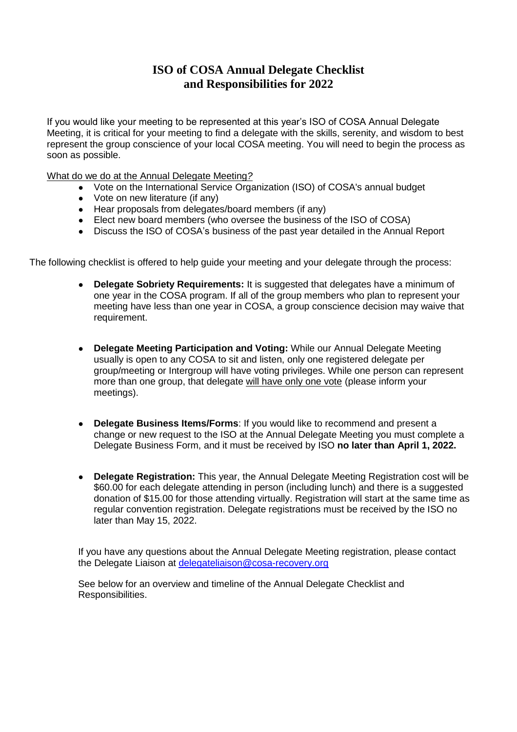# ISO of COSA Annual Delegate Checklist and Responsibilities for 2022

If you would like your meeting to be represented at this year's ISO of COSA Annual Delegate Meeting, it is critical for your meeting to find a delegate with the skills, serenity, and wisdom to best represent the group conscience of your local COSA meeting. You will need to begin the process as soon as possible.

What do we do at the Annual Delegate Meeting?

- Vote on the International Service Organization (ISO) of COSA's annual budget
- Vote on new literature (if any)
- Hear proposals from delegates/board members (if any)
- Elect new board members (who oversee the business of the ISO of COSA)
- Discuss the ISO of COSA's business of the past year detailed in the Annual Report

The following checklist is offered to help guide your meeting and your delegate through the process:

- **Delegate Sobriety Requirements:** It is suggested that delegates have a minimum of one year in the COSA program. If all of the group members who plan to represent your meeting have less than one year in COSA, a group conscience decision may waive that requirement.

- **Delegate Meeting Participation and Voting:** While our Annual Delegate Meeting usually is open to any COSA to sit and listen, only one registered delegate per group/meeting or Intergroup will have voting privileges. While one person can represent more than one group, that delegate will have only one vote (please inform your meetings).

- **Delegate Business Items/Forms**: If you would like to recommend and present a change or new request to the ISO at the Annual Delegate Meeting you must complete a Delegate Business Form, and it must be received by ISO **no later than April 1, 2022.**

- **Delegate Registration:** This year, the Annual Delegate Meeting Registration cost will be $60.00 for each delegate attending in person (including lunch) and there is a suggested donation of $15.00 for those attending virtually. Registration will start at the same time as regular convention registration. Delegate registrations must be received by the ISO no later than May 15, 2022.

If you have any questions about the Annual Delegate Meeting registration, please contact the Delegate Liaison at delegateliaison@cosa-recovery.org

See below for an overview and timeline of the Annual Delegate Checklist and Responsibilities.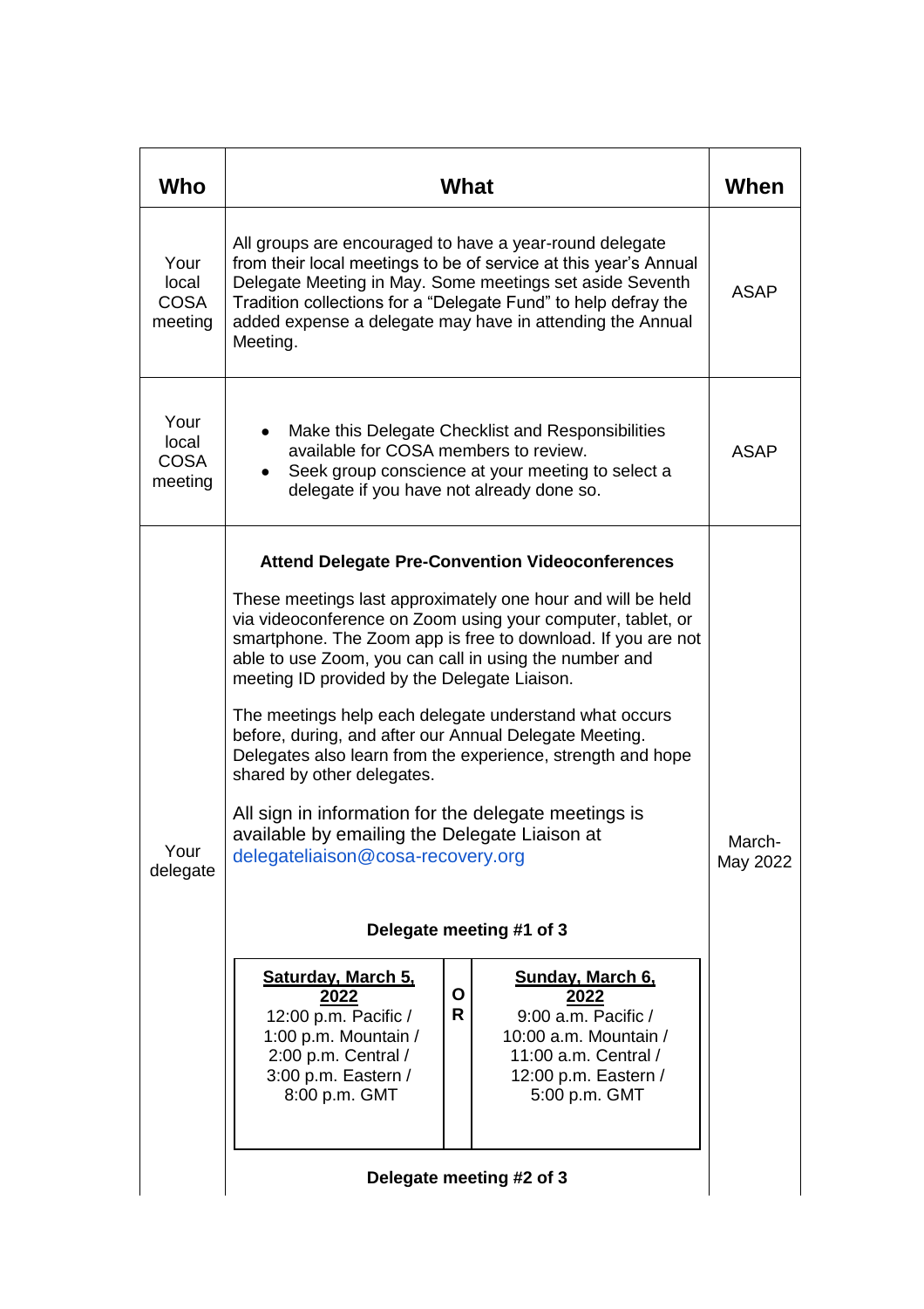| Who | What | When |
|---|---|---|
| Your local COSA meeting | All groups are encouraged to have a year-round delegate from their local meetings to be of service at this year's Annual Delegate Meeting in May. Some meetings set aside Seventh Tradition collections for a "Delegate Fund" to help defray the added expense a delegate may have in attending the Annual Meeting. | ASAP |
| Your local COSA meeting | • Make this Delegate Checklist and Responsibilities available for COSA members to review.<br>• Seek group conscience at your meeting to select a delegate if you have not already done so. | ASAP |
| Your delegate | **Attend Delegate Pre-Convention Videoconferences**<br><br>These meetings last approximately one hour and will be held via videoconference on Zoom using your computer, tablet, or smartphone. The Zoom app is free to download. If you are not able to use Zoom, you can call in using the number and meeting ID provided by the Delegate Liaison.<br><br>The meetings help each delegate understand what occurs before, during, and after our Annual Delegate Meeting. Delegates also learn from the experience, strength and hope shared by other delegates.<br><br>All sign in information for the delegate meetings is available by emailing the Delegate Liaison at delegateliaison@cosa-recovery.org<br><br>**Delegate meeting #1 of 3**<br><br>**Saturday, March 5, 2022** 12:00 p.m. Pacific / 1:00 p.m. Mountain / 2:00 p.m. Central / 3:00 p.m. Eastern / 8:00 p.m. GMT<br>**OR**<br>**Sunday, March 6, 2022** 9:00 a.m. Pacific / 10:00 a.m. Mountain / 11:00 a.m. Central / 12:00 p.m. Eastern / 5:00 p.m. GMT<br><br>**Delegate meeting #2 of 3** | March-May 2022 |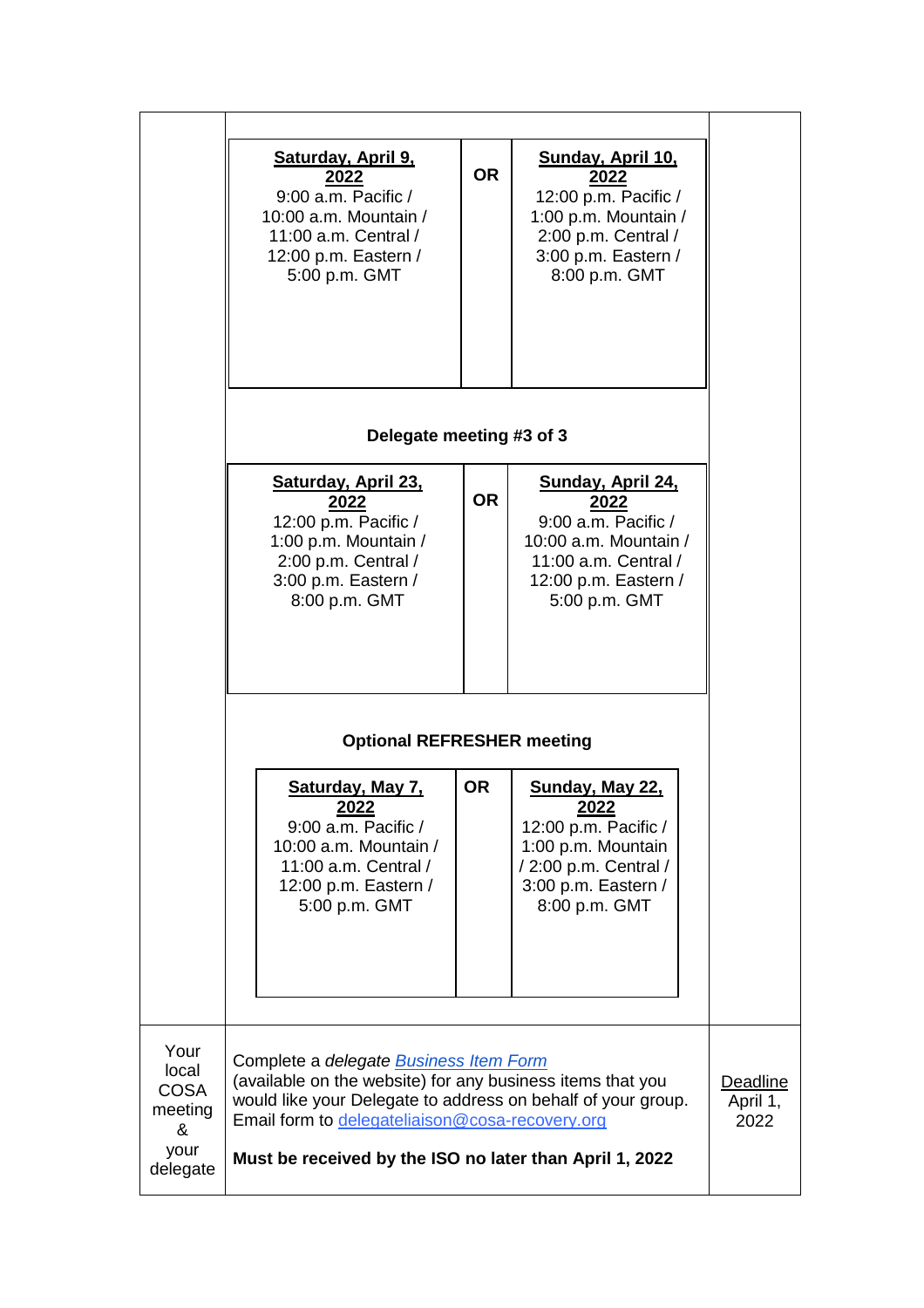| Saturday, April 9, 2022 | OR | Sunday, April 10, 2022 |
|---|---|---|
| 9:00 a.m. Pacific / 10:00 a.m. Mountain / 11:00 a.m. Central / 12:00 p.m. Eastern / 5:00 p.m. GMT | | 12:00 p.m. Pacific / 1:00 p.m. Mountain / 2:00 p.m. Central / 3:00 p.m. Eastern / 8:00 p.m. GMT |

**Delegate meeting #3 of 3**

| Saturday, April 23, 2022 | OR | Sunday, April 24, 2022 |
|---|---|---|
| 12:00 p.m. Pacific / 1:00 p.m. Mountain / 2:00 p.m. Central / 3:00 p.m. Eastern / 8:00 p.m. GMT | | 9:00 a.m. Pacific / 10:00 a.m. Mountain / 11:00 a.m. Central / 12:00 p.m. Eastern / 5:00 p.m. GMT |

**Optional REFRESHER meeting**

| Saturday, May 7, 2022 | OR | Sunday, May 22, 2022 |
|---|---|---|
| 9:00 a.m. Pacific / 10:00 a.m. Mountain / 11:00 a.m. Central / 12:00 p.m. Eastern / 5:00 p.m. GMT | | 12:00 p.m. Pacific / 1:00 p.m. Mountain / 2:00 p.m. Central / 3:00 p.m. Eastern / 8:00 p.m. GMT |

| Your local COSA meeting & your delegate | Complete a *delegate* *Business Item Form* (available on the website) for any business items that you would like your Delegate to address on behalf of your group. Email form to delegateliaison@cosa-recovery.org<br><br>**Must be received by the ISO no later than April 1, 2022** | Deadline April 1, 2022 |
|---|---|---|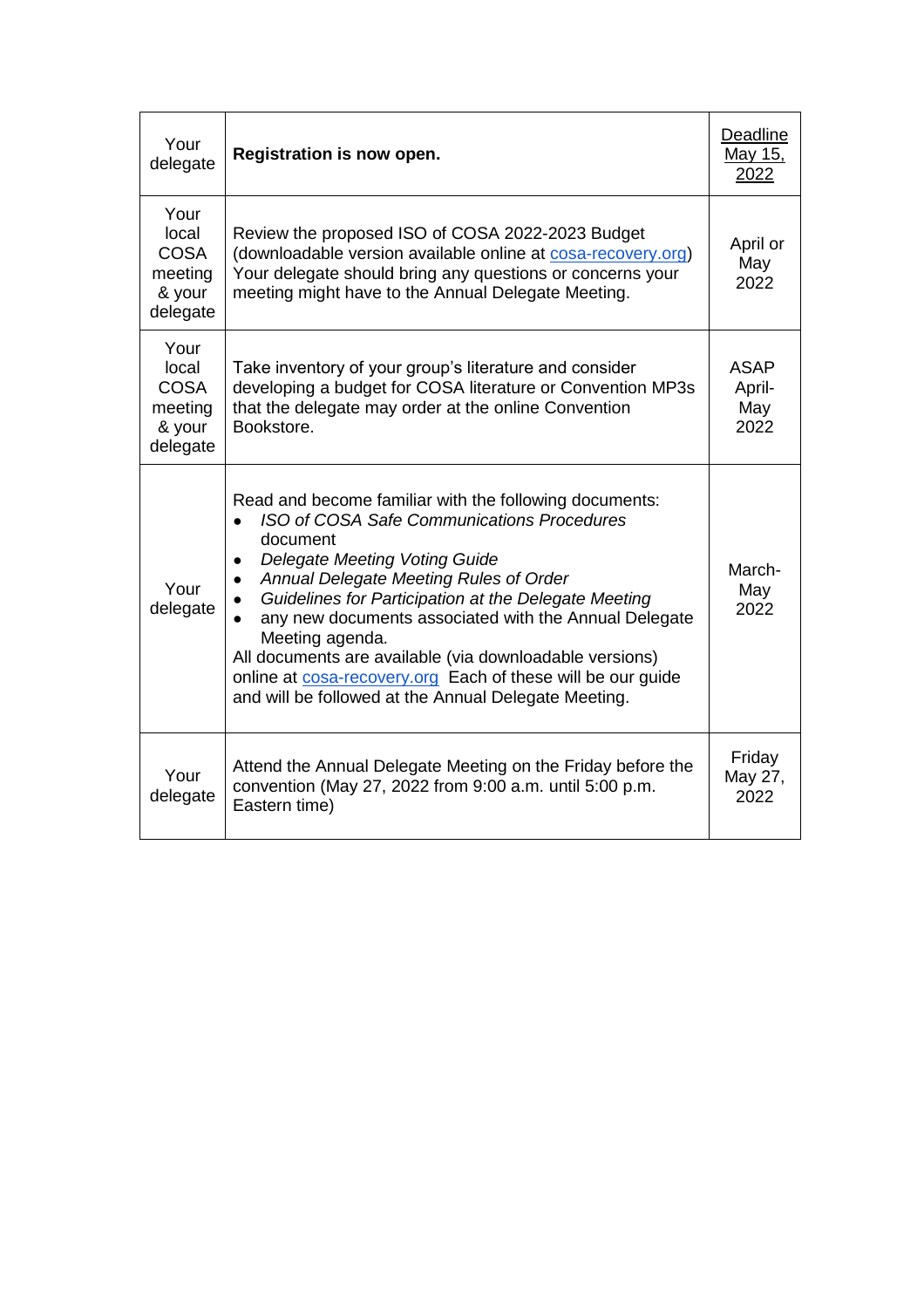| | | |
|---|---|---|
| Your delegate | **Registration is now open.** | Deadline May 15, 2022 |
| Your local COSA meeting & your delegate | Review the proposed ISO of COSA 2022-2023 Budget (downloadable version available online at cosa-recovery.org) Your delegate should bring any questions or concerns your meeting might have to the Annual Delegate Meeting. | April or May 2022 |
| Your local COSA meeting & your delegate | Take inventory of your group's literature and consider developing a budget for COSA literature or Convention MP3s that the delegate may order at the online Convention Bookstore. | ASAP April-May 2022 |
| Your delegate | Read and become familiar with the following documents:<br>• *ISO of COSA Safe Communications Procedures* document<br>• *Delegate Meeting Voting Guide*<br>• *Annual Delegate Meeting Rules of Order*<br>• *Guidelines for Participation at the Delegate Meeting*<br>• any new documents associated with the Annual Delegate Meeting agenda.<br>All documents are available (via downloadable versions) online at cosa-recovery.org Each of these will be our guide and will be followed at the Annual Delegate Meeting. | March-May 2022 |
| Your delegate | Attend the Annual Delegate Meeting on the Friday before the convention (May 27, 2022 from 9:00 a.m. until 5:00 p.m. Eastern time) | Friday May 27, 2022 |